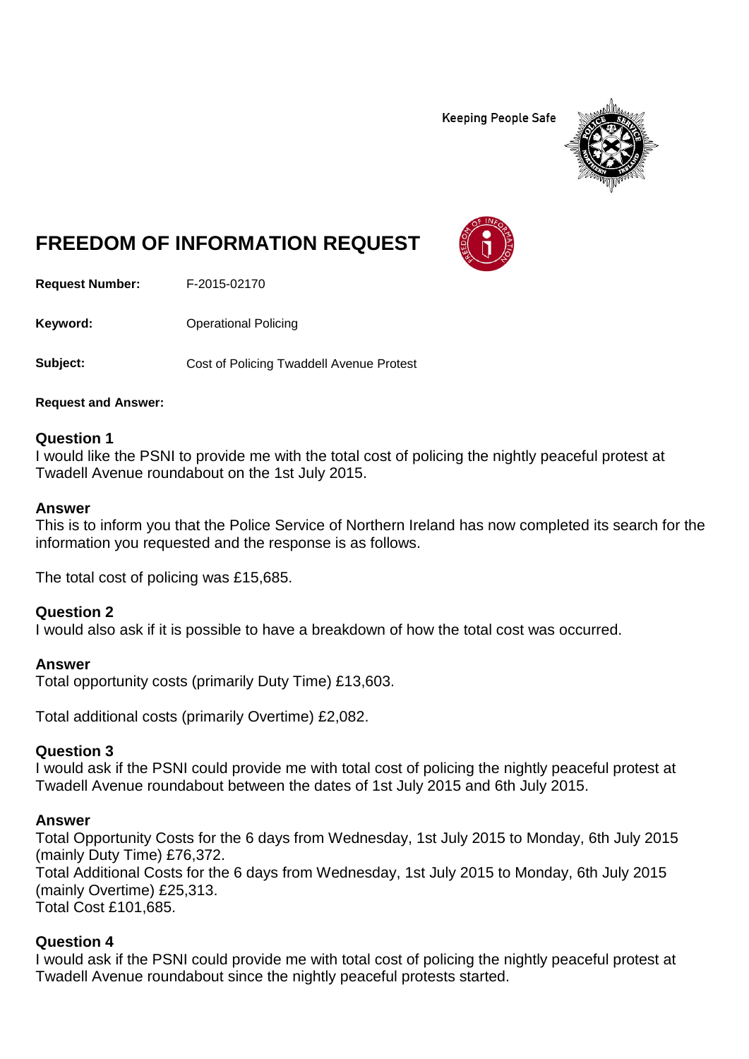Keeping People Safe

# FREEDOM OF INFORMATION REQUEST

**Request Number:** F-2015-02170

**Keyword:** Operational Policing

**Subject:** Cost of Policing Twaddell Avenue Protest

**Request and Answer:**

### Question 1

I would like the PSNI to provide me with the total cost of policing the nightly peaceful protest at Twadell Avenue roundabout on the 1st July 2015.

### Answer

This is to inform you that the Police Service of Northern Ireland has now completed its search for the information you requested and the response is as follows.

The total cost of policing was £15,685.

### Question 2

I would also ask if it is possible to have a breakdown of how the total cost was occurred.

### Answer

Total opportunity costs (primarily Duty Time) £13,603.

Total additional costs (primarily Overtime) £2,082.

### Question 3

I would ask if the PSNI could provide me with total cost of policing the nightly peaceful protest at Twadell Avenue roundabout between the dates of 1st July 2015 and 6th July 2015.

### Answer

Total Opportunity Costs for the 6 days from Wednesday, 1st July 2015 to Monday, 6th July 2015 (mainly Duty Time) £76,372.
Total Additional Costs for the 6 days from Wednesday, 1st July 2015 to Monday, 6th July 2015 (mainly Overtime) £25,313.
Total Cost £101,685.

### Question 4

I would ask if the PSNI could provide me with total cost of policing the nightly peaceful protest at Twadell Avenue roundabout since the nightly peaceful protests started.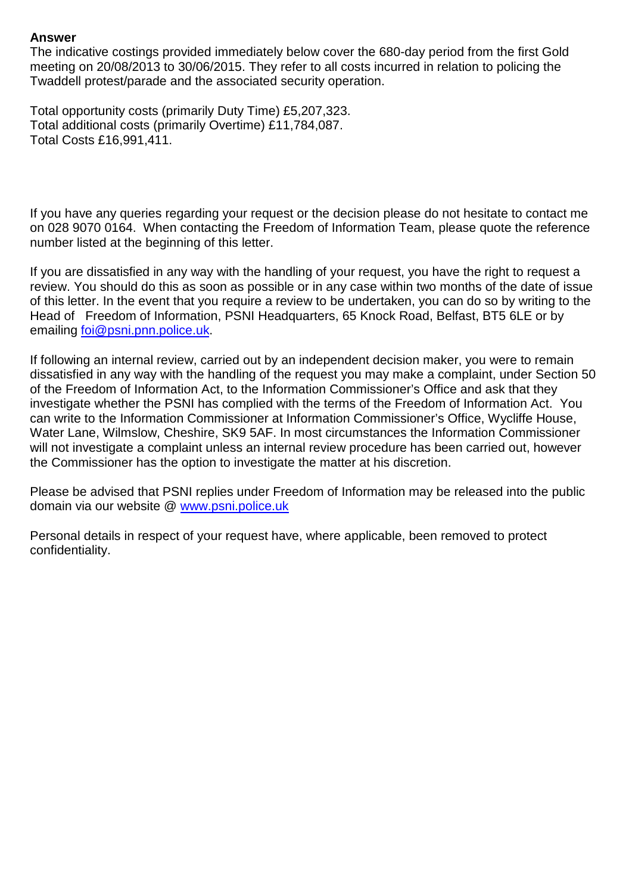**Answer**

The indicative costings provided immediately below cover the 680-day period from the first Gold meeting on 20/08/2013 to 30/06/2015. They refer to all costs incurred in relation to policing the Twaddell protest/parade and the associated security operation.

Total opportunity costs (primarily Duty Time) £5,207,323.
Total additional costs (primarily Overtime) £11,784,087.
Total Costs £16,991,411.

If you have any queries regarding your request or the decision please do not hesitate to contact me on 028 9070 0164. When contacting the Freedom of Information Team, please quote the reference number listed at the beginning of this letter.

If you are dissatisfied in any way with the handling of your request, you have the right to request a review. You should do this as soon as possible or in any case within two months of the date of issue of this letter. In the event that you require a review to be undertaken, you can do so by writing to the Head of Freedom of Information, PSNI Headquarters, 65 Knock Road, Belfast, BT5 6LE or by emailing foi@psni.pnn.police.uk.

If following an internal review, carried out by an independent decision maker, you were to remain dissatisfied in any way with the handling of the request you may make a complaint, under Section 50 of the Freedom of Information Act, to the Information Commissioner's Office and ask that they investigate whether the PSNI has complied with the terms of the Freedom of Information Act. You can write to the Information Commissioner at Information Commissioner's Office, Wycliffe House, Water Lane, Wilmslow, Cheshire, SK9 5AF. In most circumstances the Information Commissioner will not investigate a complaint unless an internal review procedure has been carried out, however the Commissioner has the option to investigate the matter at his discretion.

Please be advised that PSNI replies under Freedom of Information may be released into the public domain via our website @ www.psni.police.uk

Personal details in respect of your request have, where applicable, been removed to protect confidentiality.